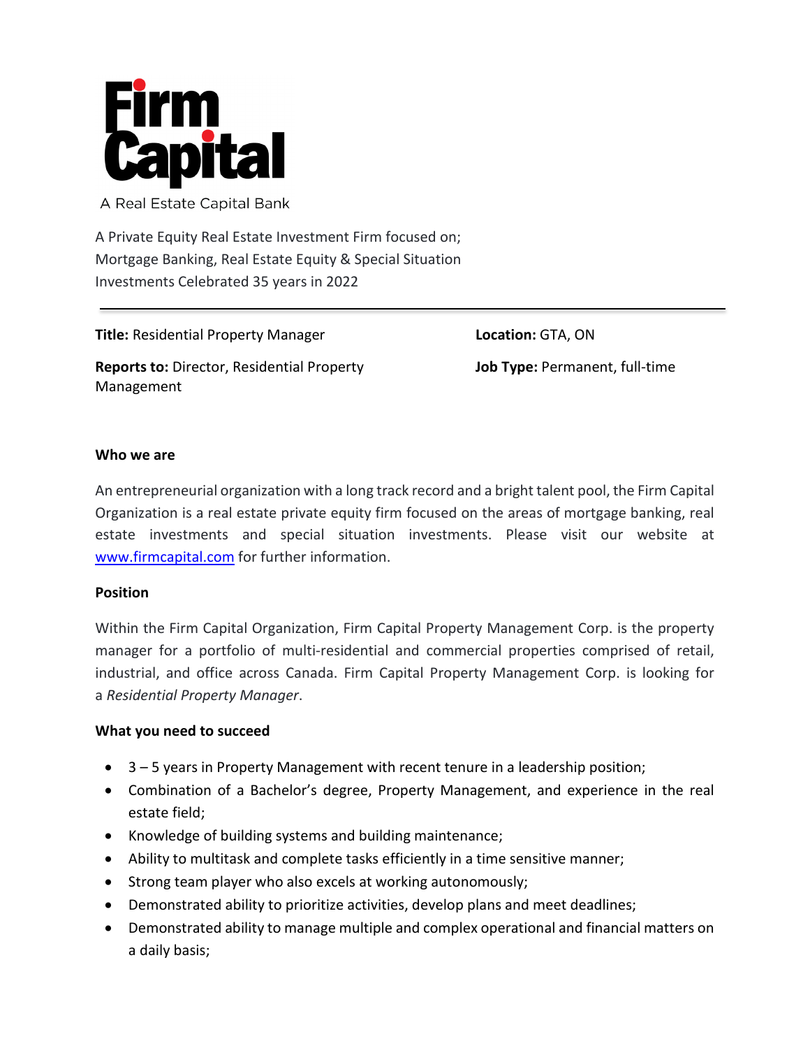# Firm Capital

A Real Estate Capital Bank

A Private Equity Real Estate Investment Firm focused on; Mortgage Banking, Real Estate Equity & Special Situation Investments Celebrated 35 years in 2022

---

**Title:** Residential Property Manager

**Reports to:** Director, Residential Property Management

**Location:** GTA, ON

**Job Type:** Permanent, full-time

**Who we are**

An entrepreneurial organization with a long track record and a bright talent pool, the Firm Capital Organization is a real estate private equity firm focused on the areas of mortgage banking, real estate investments and special situation investments. Please visit our website at [www.firmcapital.com](http://www.firmcapital.com) for further information.

**Position**

Within the Firm Capital Organization, Firm Capital Property Management Corp. is the property manager for a portfolio of multi-residential and commercial properties comprised of retail, industrial, and office across Canada. Firm Capital Property Management Corp. is looking for a *Residential Property Manager*.

**What you need to succeed**

- 3 – 5 years in Property Management with recent tenure in a leadership position;
- Combination of a Bachelor's degree, Property Management, and experience in the real estate field;
- Knowledge of building systems and building maintenance;
- Ability to multitask and complete tasks efficiently in a time sensitive manner;
- Strong team player who also excels at working autonomously;
- Demonstrated ability to prioritize activities, develop plans and meet deadlines;
- Demonstrated ability to manage multiple and complex operational and financial matters on a daily basis;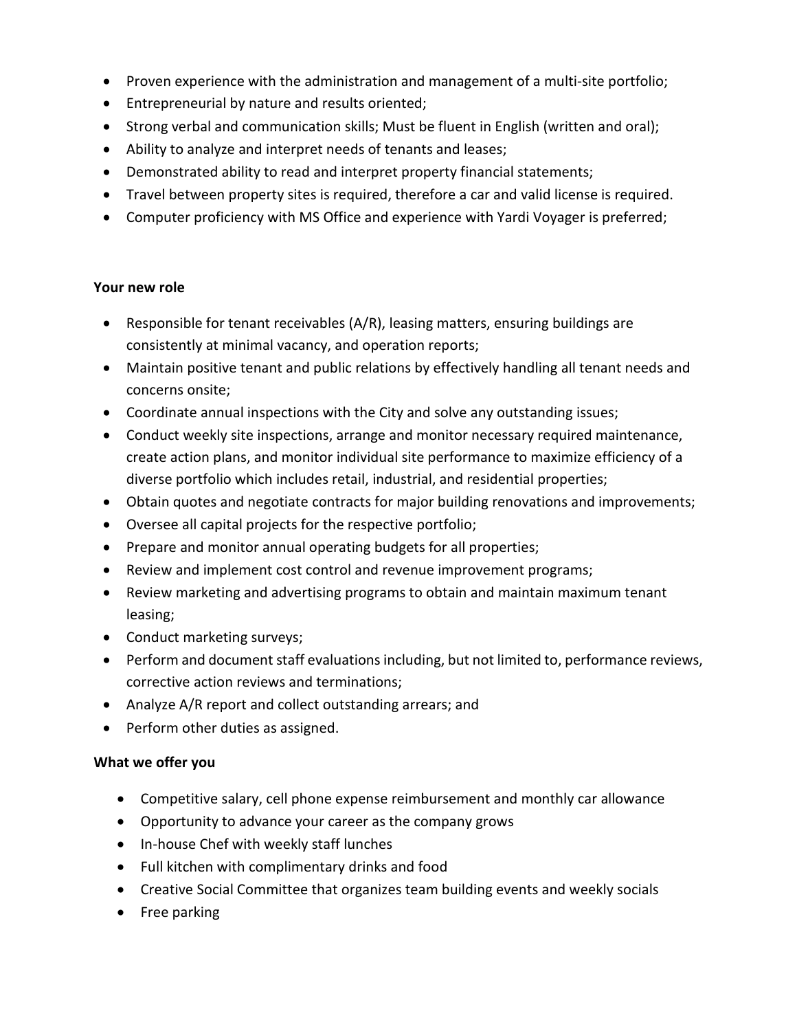- Proven experience with the administration and management of a multi-site portfolio;
- Entrepreneurial by nature and results oriented;
- Strong verbal and communication skills; Must be fluent in English (written and oral);
- Ability to analyze and interpret needs of tenants and leases;
- Demonstrated ability to read and interpret property financial statements;
- Travel between property sites is required, therefore a car and valid license is required.
- Computer proficiency with MS Office and experience with Yardi Voyager is preferred;

**Your new role**

- Responsible for tenant receivables (A/R), leasing matters, ensuring buildings are consistently at minimal vacancy, and operation reports;
- Maintain positive tenant and public relations by effectively handling all tenant needs and concerns onsite;
- Coordinate annual inspections with the City and solve any outstanding issues;
- Conduct weekly site inspections, arrange and monitor necessary required maintenance, create action plans, and monitor individual site performance to maximize efficiency of a diverse portfolio which includes retail, industrial, and residential properties;
- Obtain quotes and negotiate contracts for major building renovations and improvements;
- Oversee all capital projects for the respective portfolio;
- Prepare and monitor annual operating budgets for all properties;
- Review and implement cost control and revenue improvement programs;
- Review marketing and advertising programs to obtain and maintain maximum tenant leasing;
- Conduct marketing surveys;
- Perform and document staff evaluations including, but not limited to, performance reviews, corrective action reviews and terminations;
- Analyze A/R report and collect outstanding arrears; and
- Perform other duties as assigned.

**What we offer you**

- Competitive salary, cell phone expense reimbursement and monthly car allowance
- Opportunity to advance your career as the company grows
- In-house Chef with weekly staff lunches
- Full kitchen with complimentary drinks and food
- Creative Social Committee that organizes team building events and weekly socials
- Free parking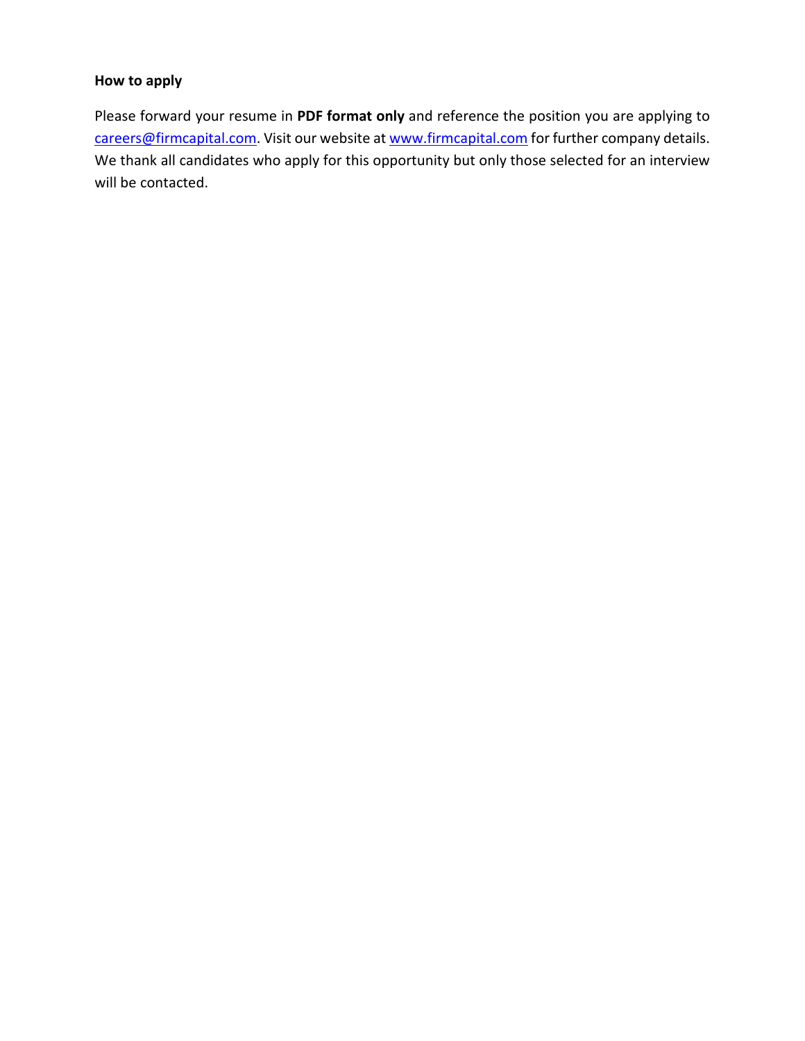**How to apply**

Please forward your resume in **PDF format only** and reference the position you are applying to careers@firmcapital.com. Visit our website at www.firmcapital.com for further company details. We thank all candidates who apply for this opportunity but only those selected for an interview will be contacted.